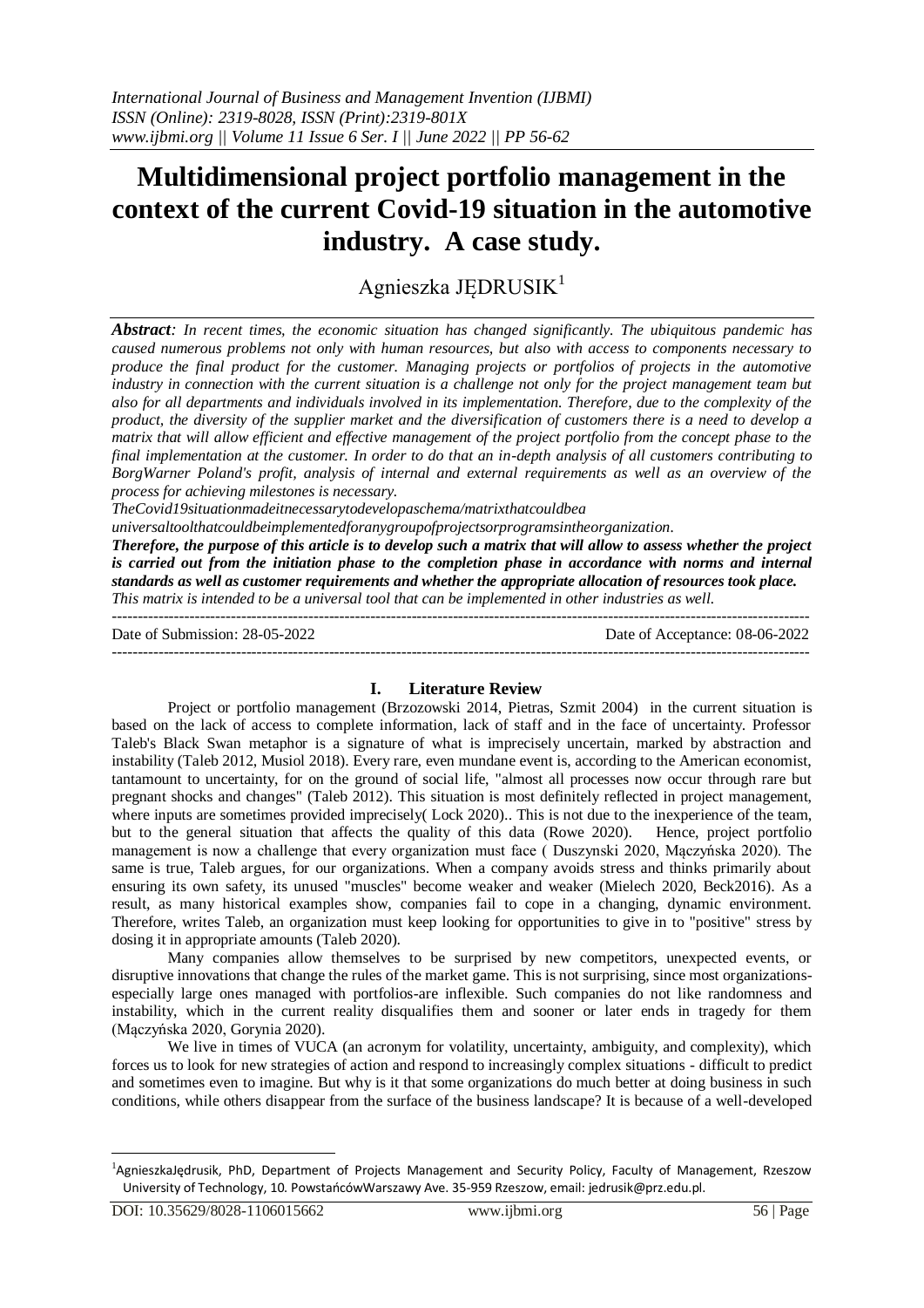# Multidimensional project portfolio management in the context of the current Covid-19 situation in the automotive industry. A case study.

Agnieszka JĘDRUSIK[1]

***Abstract**: In recent times, the economic situation has changed significantly. The ubiquitous pandemic has caused numerous problems not only with human resources, but also with access to components necessary to produce the final product for the customer. Managing projects or portfolios of projects in the automotive industry in connection with the current situation is a challenge not only for the project management team but also for all departments and individuals involved in its implementation. Therefore, due to the complexity of the product, the diversity of the supplier market and the diversification of customers there is a need to develop a matrix that will allow efficient and effective management of the project portfolio from the concept phase to the final implementation at the customer. In order to do that an in-depth analysis of all customers contributing to BorgWarner Poland's profit, analysis of internal and external requirements as well as an overview of the process for achieving milestones is necessary.*

*TheCovid19situationmadeitnecessarytodevelopaschema/matrixthatcouldbea universaltoolthatcouldbeimplementedforanygroupofprojectsorprogramsintheorganization.*

***Therefore, the purpose of this article is to develop such a matrix that will allow to assess whether the project is carried out from the initiation phase to the completion phase in accordance with norms and internal standards as well as customer requirements and whether the appropriate allocation of resources took place.***

*This matrix is intended to be a universal tool that can be implemented in other industries as well.*

---

Date of Submission: 28-05-2022 Date of Acceptance: 08-06-2022

---

## I. Literature Review

Project or portfolio management (Brzozowski 2014, Pietras, Szmit 2004) in the current situation is based on the lack of access to complete information, lack of staff and in the face of uncertainty. Professor Taleb's Black Swan metaphor is a signature of what is imprecisely uncertain, marked by abstraction and instability (Taleb 2012, Musiol 2018). Every rare, even mundane event is, according to the American economist, tantamount to uncertainty, for on the ground of social life, "almost all processes now occur through rare but pregnant shocks and changes" (Taleb 2012). This situation is most definitely reflected in project management, where inputs are sometimes provided imprecisely( Lock 2020).. This is not due to the inexperience of the team, but to the general situation that affects the quality of this data (Rowe 2020). Hence, project portfolio management is now a challenge that every organization must face ( Duszynski 2020, Mączyńska 2020). The same is true, Taleb argues, for our organizations. When a company avoids stress and thinks primarily about ensuring its own safety, its unused "muscles" become weaker and weaker (Mielech 2020, Beck2016). As a result, as many historical examples show, companies fail to cope in a changing, dynamic environment. Therefore, writes Taleb, an organization must keep looking for opportunities to give in to "positive" stress by dosing it in appropriate amounts (Taleb 2020).

Many companies allow themselves to be surprised by new competitors, unexpected events, or disruptive innovations that change the rules of the market game. This is not surprising, since most organizations-especially large ones managed with portfolios-are inflexible. Such companies do not like randomness and instability, which in the current reality disqualifies them and sooner or later ends in tragedy for them (Mączyńska 2020, Gorynia 2020).

We live in times of VUCA (an acronym for volatility, uncertainty, ambiguity, and complexity), which forces us to look for new strategies of action and respond to increasingly complex situations - difficult to predict and sometimes even to imagine. But why is it that some organizations do much better at doing business in such conditions, while others disappear from the surface of the business landscape? It is because of a well-developed

---

[1]AgnieszkaJędrusik, PhD, Department of Projects Management and Security Policy, Faculty of Management, Rzeszow University of Technology, 10. PowstańcówWarszawy Ave. 35-959 Rzeszow, email: jedrusik@prz.edu.pl.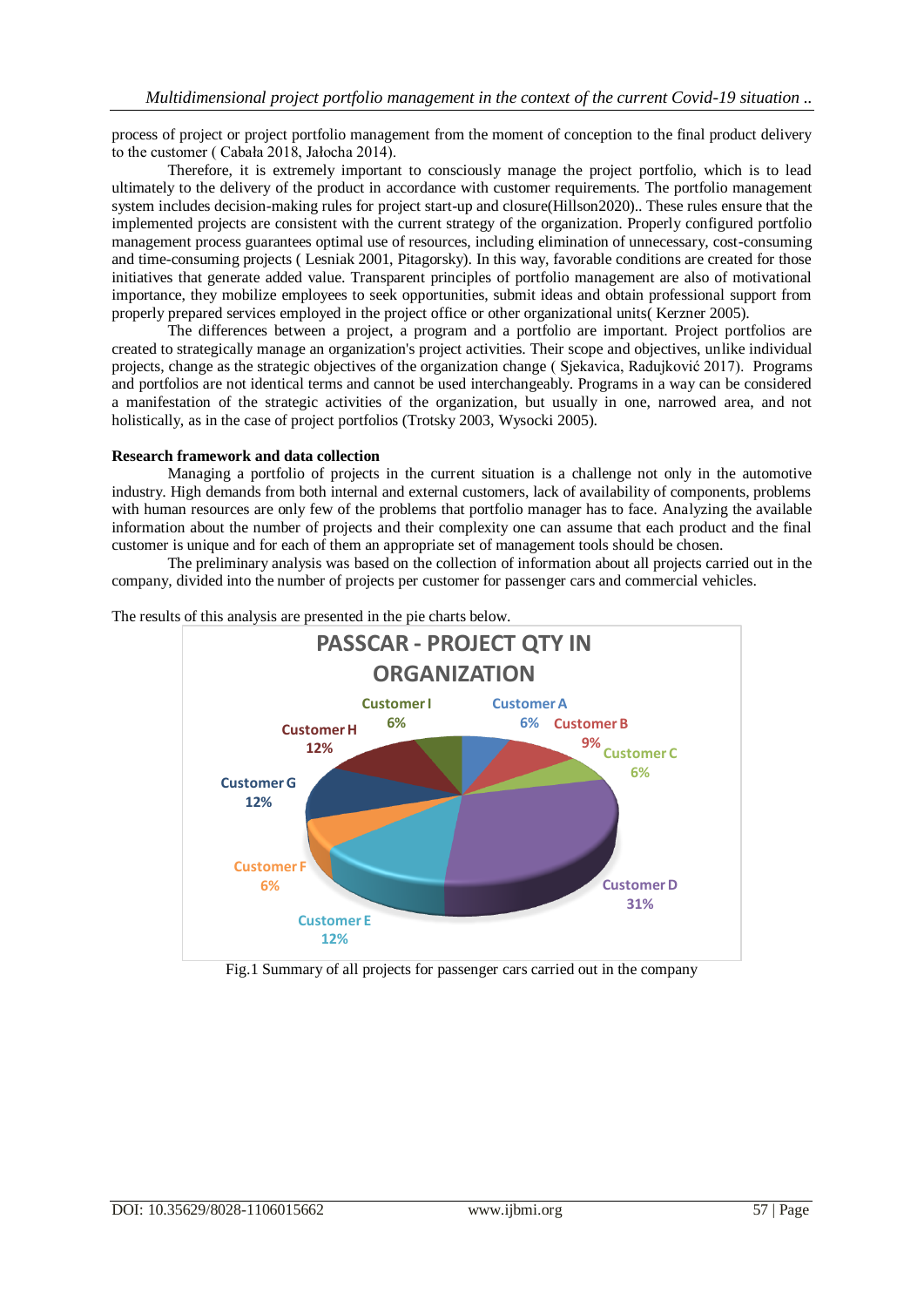process of project or project portfolio management from the moment of conception to the final product delivery to the customer ( Cabała 2018, Jałocha 2014).

Therefore, it is extremely important to consciously manage the project portfolio, which is to lead ultimately to the delivery of the product in accordance with customer requirements. The portfolio management system includes decision-making rules for project start-up and closure(Hillson2020).. These rules ensure that the implemented projects are consistent with the current strategy of the organization. Properly configured portfolio management process guarantees optimal use of resources, including elimination of unnecessary, cost-consuming and time-consuming projects ( Lesniak 2001, Pitagorsky). In this way, favorable conditions are created for those initiatives that generate added value. Transparent principles of portfolio management are also of motivational importance, they mobilize employees to seek opportunities, submit ideas and obtain professional support from properly prepared services employed in the project office or other organizational units( Kerzner 2005).

The differences between a project, a program and a portfolio are important. Project portfolios are created to strategically manage an organization's project activities. Their scope and objectives, unlike individual projects, change as the strategic objectives of the organization change ( Sjekavica, Radujković 2017). Programs and portfolios are not identical terms and cannot be used interchangeably. Programs in a way can be considered a manifestation of the strategic activities of the organization, but usually in one, narrowed area, and not holistically, as in the case of project portfolios (Trotsky 2003, Wysocki 2005).

**Research framework and data collection**

Managing a portfolio of projects in the current situation is a challenge not only in the automotive industry. High demands from both internal and external customers, lack of availability of components, problems with human resources are only few of the problems that portfolio manager has to face. Analyzing the available information about the number of projects and their complexity one can assume that each product and the final customer is unique and for each of them an appropriate set of management tools should be chosen.

The preliminary analysis was based on the collection of information about all projects carried out in the company, divided into the number of projects per customer for passenger cars and commercial vehicles.

The results of this analysis are presented in the pie charts below.

**PASSCAR - PROJECT QTY IN ORGANIZATION**

| Customer | Share |
|---|---|
| Customer A | 6% |
| Customer B | 9% |
| Customer C | 6% |
| Customer D | 31% |
| Customer E | 12% |
| Customer F | 6% |
| Customer G | 12% |
| Customer H | 12% |
| Customer I | 6% |

Fig.1 Summary of all projects for passenger cars carried out in the company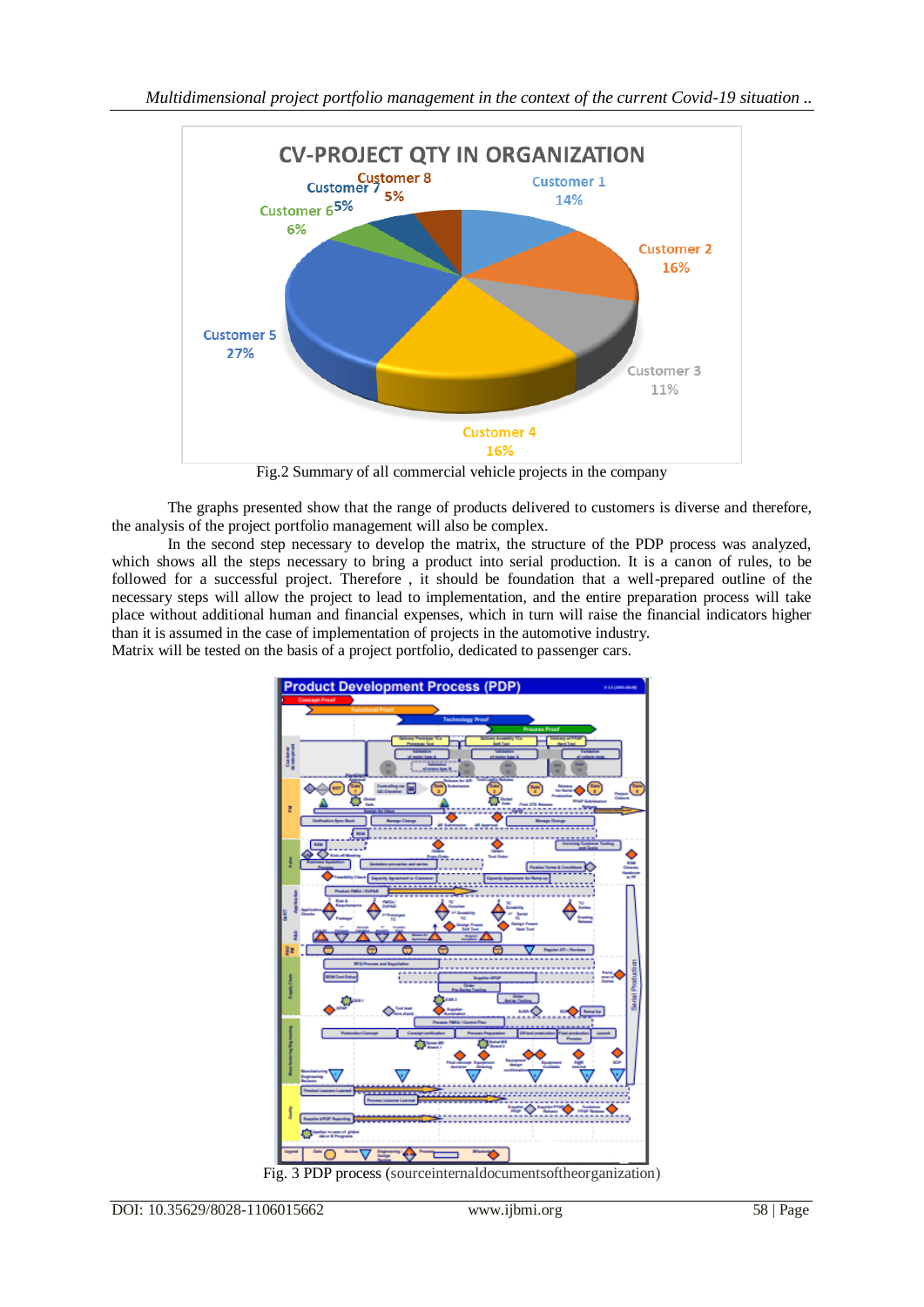Fig.2 Summary of all commercial vehicle projects in the company

The graphs presented show that the range of products delivered to customers is diverse and therefore, the analysis of the project portfolio management will also be complex.

In the second step necessary to develop the matrix, the structure of the PDP process was analyzed, which shows all the steps necessary to bring a product into serial production. It is a canon of rules, to be followed for a successful project. Therefore , it should be foundation that a well-prepared outline of the necessary steps will allow the project to lead to implementation, and the entire preparation process will take place without additional human and financial expenses, which in turn will raise the financial indicators higher than it is assumed in the case of implementation of projects in the automotive industry.

Matrix will be tested on the basis of a project portfolio, dedicated to passenger cars.

Fig. 3 PDP process (sourceinternaldocumentsoftheorganization)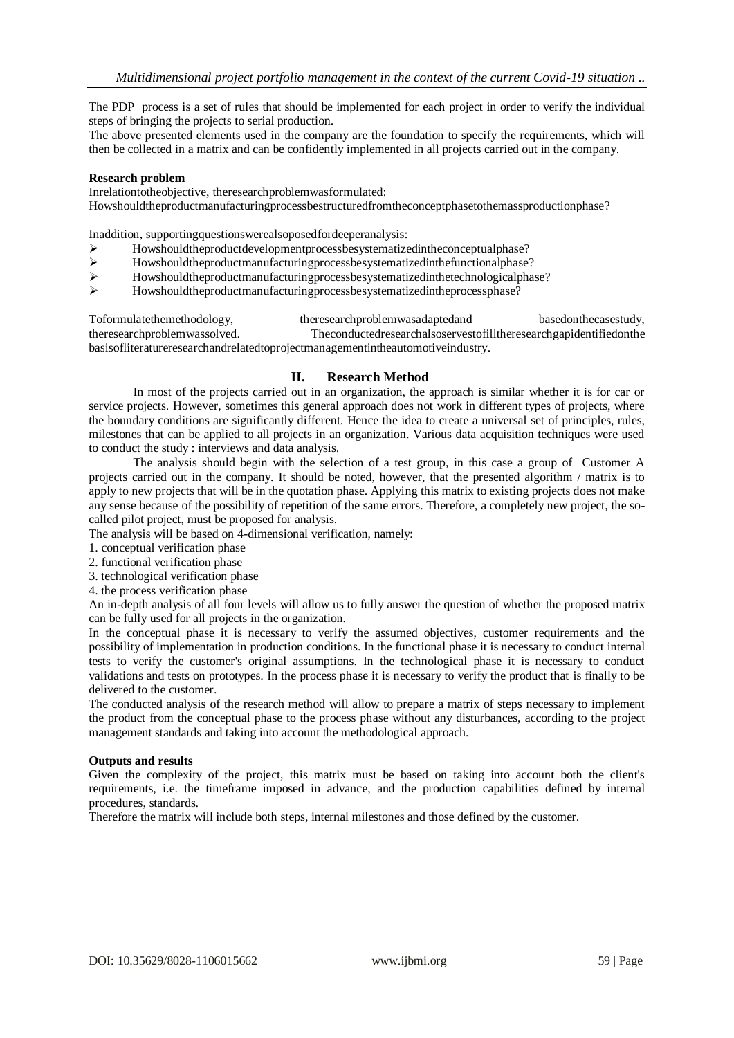The PDP process is a set of rules that should be implemented for each project in order to verify the individual steps of bringing the projects to serial production.

The above presented elements used in the company are the foundation to specify the requirements, which will then be collected in a matrix and can be confidently implemented in all projects carried out in the company.

**Research problem**

Inrelationtotheobjective, theresearchproblemwasformulated:

Howshouldtheproductmanufacturingprocessbestructuredfromtheconceptphasetothemassproductionphase?

Inaddition, supportingquestionswerealsoposedfordeeperanalysis:

- Howshouldtheproductdevelopmentprocessbesystematizedintheconceptualphase?
- Howshouldtheproductmanufacturingprocessbesystematizedinthefunctionalphase?
- Howshouldtheproductmanufacturingprocessbesystematizedinthetechnologicalphase?
- Howshouldtheproductmanufacturingprocessbesystematizedintheprocessphase?

Toformulatethemethodology, theresearchproblemwasadaptedand basedonthecasestudy, theresearchproblemwassolved. Theconductedresearchalsoservestofilltheresearchgapidentifiedonthe basisofliteratureresearchandrelatedtoprojectmanagementintheautomotiveindustry.

## II. Research Method

In most of the projects carried out in an organization, the approach is similar whether it is for car or service projects. However, sometimes this general approach does not work in different types of projects, where the boundary conditions are significantly different. Hence the idea to create a universal set of principles, rules, milestones that can be applied to all projects in an organization. Various data acquisition techniques were used to conduct the study : interviews and data analysis.

The analysis should begin with the selection of a test group, in this case a group of Customer A projects carried out in the company. It should be noted, however, that the presented algorithm / matrix is to apply to new projects that will be in the quotation phase. Applying this matrix to existing projects does not make any sense because of the possibility of repetition of the same errors. Therefore, a completely new project, the so-called pilot project, must be proposed for analysis.

The analysis will be based on 4-dimensional verification, namely:

1. conceptual verification phase
2. functional verification phase
3. technological verification phase
4. the process verification phase

An in-depth analysis of all four levels will allow us to fully answer the question of whether the proposed matrix can be fully used for all projects in the organization.

In the conceptual phase it is necessary to verify the assumed objectives, customer requirements and the possibility of implementation in production conditions. In the functional phase it is necessary to conduct internal tests to verify the customer's original assumptions. In the technological phase it is necessary to conduct validations and tests on prototypes. In the process phase it is necessary to verify the product that is finally to be delivered to the customer.

The conducted analysis of the research method will allow to prepare a matrix of steps necessary to implement the product from the conceptual phase to the process phase without any disturbances, according to the project management standards and taking into account the methodological approach.

**Outputs and results**

Given the complexity of the project, this matrix must be based on taking into account both the client's requirements, i.e. the timeframe imposed in advance, and the production capabilities defined by internal procedures, standards.

Therefore the matrix will include both steps, internal milestones and those defined by the customer.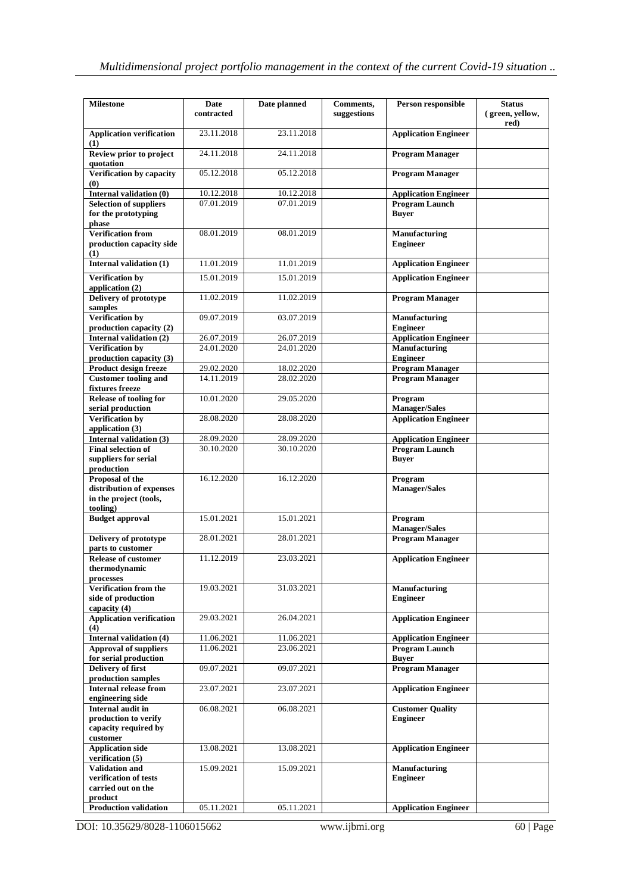| Milestone | Date contracted | Date planned | Comments, suggestions | Person responsible | Status ( green, yellow, red) |
|---|---|---|---|---|---|
| **Application verification (1)** | 23.11.2018 | 23.11.2018 | | **Application Engineer** | |
| **Review prior to project quotation** | 24.11.2018 | 24.11.2018 | | **Program Manager** | |
| **Verification by capacity (0)** | 05.12.2018 | 05.12.2018 | | **Program Manager** | |
| **Internal validation (0)** | 10.12.2018 | 10.12.2018 | | **Application Engineer** | |
| **Selection of suppliers for the prototyping phase** | 07.01.2019 | 07.01.2019 | | **Program Launch Buyer** | |
| **Verification from production capacity side (1)** | 08.01.2019 | 08.01.2019 | | **Manufacturing Engineer** | |
| **Internal validation (1)** | 11.01.2019 | 11.01.2019 | | **Application Engineer** | |
| **Verification by application (2)** | 15.01.2019 | 15.01.2019 | | **Application Engineer** | |
| **Delivery of prototype samples** | 11.02.2019 | 11.02.2019 | | **Program Manager** | |
| **Verification by production capacity (2)** | 09.07.2019 | 03.07.2019 | | **Manufacturing Engineer** | |
| **Internal validation (2)** | 26.07.2019 | 26.07.2019 | | **Application Engineer** | |
| **Verification by production capacity (3)** | 24.01.2020 | 24.01.2020 | | **Manufacturing Engineer** | |
| **Product design freeze** | 29.02.2020 | 18.02.2020 | | **Program Manager** | |
| **Customer tooling and fixtures freeze** | 14.11.2019 | 28.02.2020 | | **Program Manager** | |
| **Release of tooling for serial production** | 10.01.2020 | 29.05.2020 | | **Program Manager/Sales** | |
| **Verification by application (3)** | 28.08.2020 | 28.08.2020 | | **Application Engineer** | |
| **Internal validation (3)** | 28.09.2020 | 28.09.2020 | | **Application Engineer** | |
| **Final selection of suppliers for serial production** | 30.10.2020 | 30.10.2020 | | **Program Launch Buyer** | |
| **Proposal of the distribution of expenses in the project (tools, tooling)** | 16.12.2020 | 16.12.2020 | | **Program Manager/Sales** | |
| **Budget approval** | 15.01.2021 | 15.01.2021 | | **Program Manager/Sales** | |
| **Delivery of prototype parts to customer** | 28.01.2021 | 28.01.2021 | | **Program Manager** | |
| **Release of customer thermodynamic processes** | 11.12.2019 | 23.03.2021 | | **Application Engineer** | |
| **Verification from the side of production capacity (4)** | 19.03.2021 | 31.03.2021 | | **Manufacturing Engineer** | |
| **Application verification (4)** | 29.03.2021 | 26.04.2021 | | **Application Engineer** | |
| **Internal validation (4)** | 11.06.2021 | 11.06.2021 | | **Application Engineer** | |
| **Approval of suppliers for serial production** | 11.06.2021 | 23.06.2021 | | **Program Launch Buyer** | |
| **Delivery of first production samples** | 09.07.2021 | 09.07.2021 | | **Program Manager** | |
| **Internal release from engineering side** | 23.07.2021 | 23.07.2021 | | **Application Engineer** | |
| **Internal audit in production to verify capacity required by customer** | 06.08.2021 | 06.08.2021 | | **Customer Quality Engineer** | |
| **Application side verification (5)** | 13.08.2021 | 13.08.2021 | | **Application Engineer** | |
| **Validation and verification of tests carried out on the product** | 15.09.2021 | 15.09.2021 | | **Manufacturing Engineer** | |
| **Production validation** | 05.11.2021 | 05.11.2021 | | **Application Engineer** | |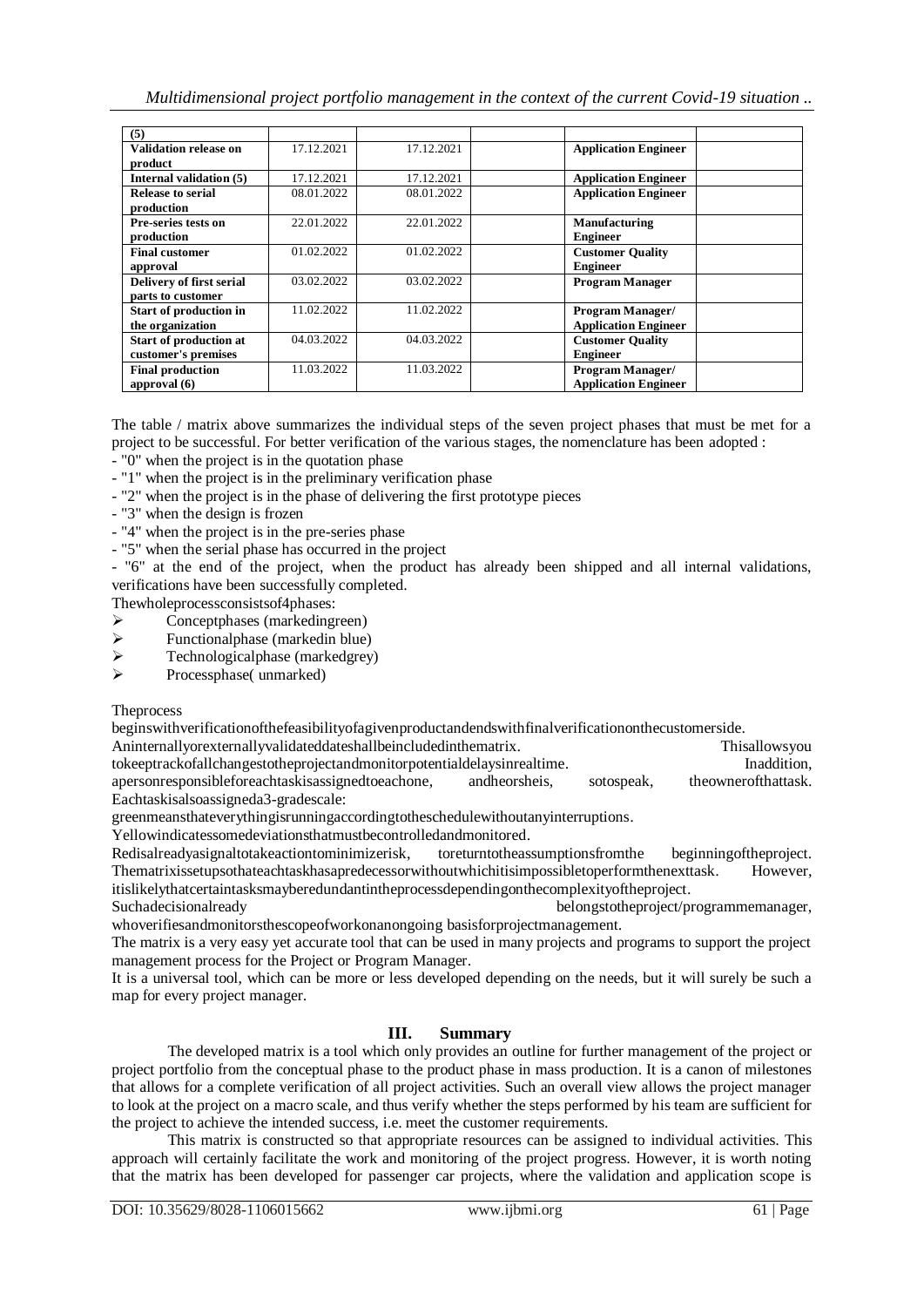| (5) | | | | | |
|---|---|---|---|---|---|
| **Validation release on product** | 17.12.2021 | 17.12.2021 | | **Application Engineer** | |
| **Internal validation (5)** | 17.12.2021 | 17.12.2021 | | **Application Engineer** | |
| **Release to serial production** | 08.01.2022 | 08.01.2022 | | **Application Engineer** | |
| **Pre-series tests on production** | 22.01.2022 | 22.01.2022 | | **Manufacturing Engineer** | |
| **Final customer approval** | 01.02.2022 | 01.02.2022 | | **Customer Quality Engineer** | |
| **Delivery of first serial parts to customer** | 03.02.2022 | 03.02.2022 | | **Program Manager** | |
| **Start of production in the organization** | 11.02.2022 | 11.02.2022 | | **Program Manager/ Application Engineer** | |
| **Start of production at customer's premises** | 04.03.2022 | 04.03.2022 | | **Customer Quality Engineer** | |
| **Final production approval (6)** | 11.03.2022 | 11.03.2022 | | **Program Manager/ Application Engineer** | |

The table / matrix above summarizes the individual steps of the seven project phases that must be met for a project to be successful. For better verification of the various stages, the nomenclature has been adopted :

- "0" when the project is in the quotation phase
- "1" when the project is in the preliminary verification phase
- "2" when the project is in the phase of delivering the first prototype pieces
- "3" when the design is frozen
- "4" when the project is in the pre-series phase
- "5" when the serial phase has occurred in the project
- "6" at the end of the project, when the product has already been shipped and all internal validations, verifications have been successfully completed.

Thewholeprocessconsistsof4phases:

- Conceptphases (markedingreen)
- Functionalphase (markedin blue)
- Technologicalphase (markedgrey)
- Processphase( unmarked)

Theprocess beginswithverificationofthefeasibilityofagivenproductandendswithfinalverificationonthecustomerside. Aninternallyorexternallyvalidateddateshallbeincludedinthematrix. Thisallowsyou tokeeptrackofallchangestotheprojectandmonitorpotentialdelaysinrealtime. Inaddition, apersonresponsibleforeachtaskisassignedtoeachone, andheorsheis, sotospeak, theownerofthattask. Eachtaskisalsoassigneda3-gradescale:

greenmeansthateverythingisrunningaccordingtotheschedulewithoutanyinterruptions.

Yellowindicatessomedeviationsthatmustbecontrolledandmonitored.

Redisalreadyasignaltotakeactiontominimizerisk, toreturntotheassumptionsfromthe beginningoftheproject. Thematrixissetupsothateachtaskhasapredecessorwithoutwhichitisimpossibletoperformthenexttask. However, itislikelythatcertaintasksmayberedundantintheprocessdependingonthecomplexityoftheproject.

Suchadecisionalready belongstotheproject/programmemanager, whoverifiesandmonitorsthescopeofworkonanongoing basisforprojectmanagement.

The matrix is a very easy yet accurate tool that can be used in many projects and programs to support the project management process for the Project or Program Manager.

It is a universal tool, which can be more or less developed depending on the needs, but it will surely be such a map for every project manager.

## III. Summary

The developed matrix is a tool which only provides an outline for further management of the project or project portfolio from the conceptual phase to the product phase in mass production. It is a canon of milestones that allows for a complete verification of all project activities. Such an overall view allows the project manager to look at the project on a macro scale, and thus verify whether the steps performed by his team are sufficient for the project to achieve the intended success, i.e. meet the customer requirements.

This matrix is constructed so that appropriate resources can be assigned to individual activities. This approach will certainly facilitate the work and monitoring of the project progress. However, it is worth noting that the matrix has been developed for passenger car projects, where the validation and application scope is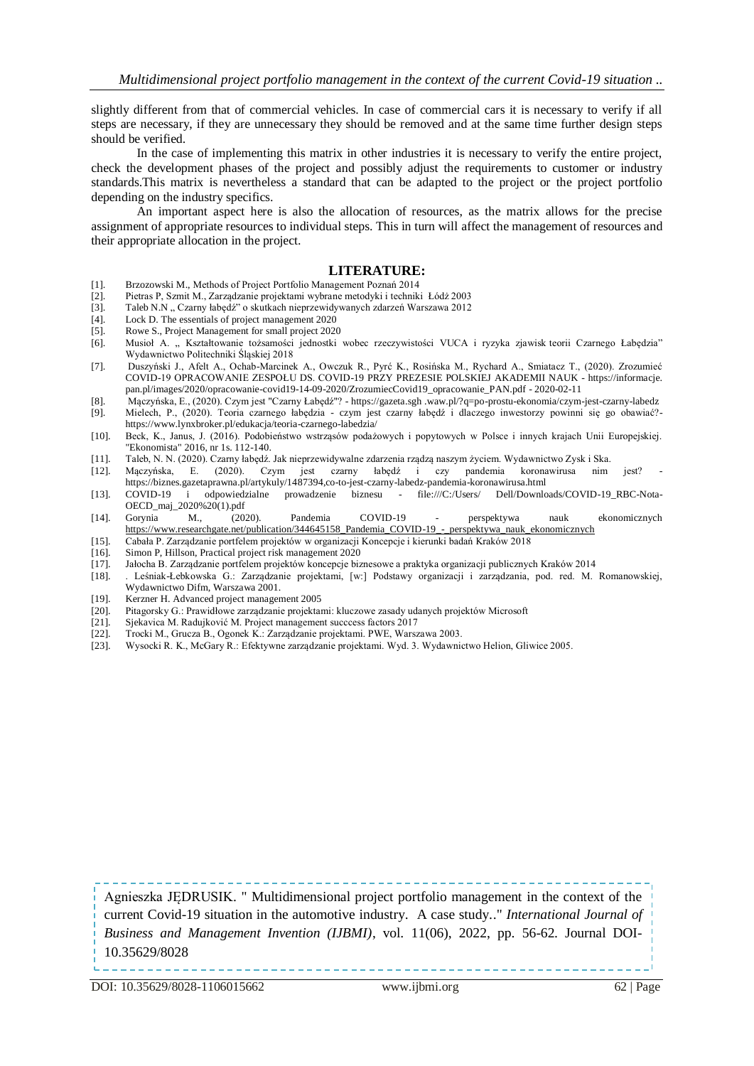slightly different from that of commercial vehicles. In case of commercial cars it is necessary to verify if all steps are necessary, if they are unnecessary they should be removed and at the same time further design steps should be verified.

In the case of implementing this matrix in other industries it is necessary to verify the entire project, check the development phases of the project and possibly adjust the requirements to customer or industry standards.This matrix is nevertheless a standard that can be adapted to the project or the project portfolio depending on the industry specifics.

An important aspect here is also the allocation of resources, as the matrix allows for the precise assignment of appropriate resources to individual steps. This in turn will affect the management of resources and their appropriate allocation in the project.

## LITERATURE:

[1]. Brzozowski M., Methods of Project Portfolio Management Poznań 2014

[2]. Pietras P, Szmit M., Zarządzanie projektami wybrane metodyki i techniki Łódź 2003

[3]. Taleb N.N „ Czarny łabędź" o skutkach nieprzewidywanych zdarzeń Warszawa 2012

[4]. Lock D. The essentials of project management 2020

[5]. Rowe S., Project Management for small project 2020

[6]. Musioł A. „ Kształtowanie tożsamości jednostki wobec rzeczywistości VUCA i ryzyka zjawisk teorii Czarnego Łabędzia" Wydawnictwo Politechniki Śląskiej 2018

[7]. Duszyński J., Afelt A., Ochab-Marcinek A., Owczuk R., Pyrć K., Rosińska M., Rychard A., Smiatacz T., (2020). Zrozumieć COVID-19 OPRACOWANIE ZESPOŁU DS. COVID-19 PRZY PREZESIE POLSKIEJ AKADEMII NAUK - https://informacje.pan.pl/images/2020/opracowanie-covid19-14-09-2020/ZrozumiecCovid19_opracowanie_PAN.pdf - 2020-02-11

[8]. Mączyńska, E., (2020). Czym jest "Czarny Łabędź"? - https://gazeta.sgh .waw.pl/?q=po-prostu-ekonomia/czym-jest-czarny-labedz

[9]. Mielech, P., (2020). Teoria czarnego łabędzia - czym jest czarny łabędź i dlaczego inwestorzy powinni się go obawiać?- https://www.lynxbroker.pl/edukacja/teoria-czarnego-labedzia/

[10]. Beck, K., Janus, J. (2016). Podobieństwo wstrząsów podażowych i popytowych w Polsce i innych krajach Unii Europejskiej. "Ekonomista" 2016, nr 1s. 112-140.

[11]. Taleb, N. N. (2020). Czarny łabędź. Jak nieprzewidywalne zdarzenia rządzą naszym życiem. Wydawnictwo Zysk i Ska.

[12]. Mączyńska, E. (2020). Czym jest czarny łabędź i czy pandemia koronawirusa nim jest? - https://biznes.gazetaprawna.pl/artykuly/1487394,co-to-jest-czarny-labedz-pandemia-koronawirusa.html

[13]. COVID-19 i odpowiedzialne prowadzenie biznesu - file:///C:/Users/ Dell/Downloads/COVID-19_RBC-Nota-OECD_maj_2020%20(1).pdf

[14]. Gorynia M., (2020). Pandemia COVID-19 - perspektywa nauk ekonomicznych https://www.researchgate.net/publication/344645158_Pandemia_COVID-19_-_perspektywa_nauk_ekonomicznych

[15]. Cabała P. Zarządzanie portfelem projektów w organizacji Koncepcje i kierunki badań Kraków 2018

[16]. Simon P, Hillson, Practical project risk management 2020

[17]. Jałocha B. Zarządzanie portfelem projektów koncepcje biznesowe a praktyka organizacji publicznych Kraków 2014

[18]. . Leśniak-Łebkowska G.: Zarządzanie projektami, [w:] Podstawy organizacji i zarządzania, pod. red. M. Romanowskiej, Wydawnictwo Difm, Warszawa 2001.

[19]. Kerzner H. Advanced project management 2005

[20]. Pitagorsky G.: Prawidłowe zarządzanie projektami: kluczowe zasady udanych projektów Microsoft

[21]. Sjekavica M. Radujković M. Project management succcess factors 2017

[22]. Trocki M., Grucza B., Ogonek K.: Zarządzanie projektami. PWE, Warszawa 2003.

[23]. Wysocki R. K., McGary R.: Efektywne zarządzanie projektami. Wyd. 3. Wydawnictwo Helion, Gliwice 2005.

Agnieszka JĘDRUSIK. " Multidimensional project portfolio management in the context of the current Covid-19 situation in the automotive industry. A case study.." *International Journal of Business and Management Invention (IJBMI)*, vol. 11(06), 2022, pp. 56-62. Journal DOI- 10.35629/8028